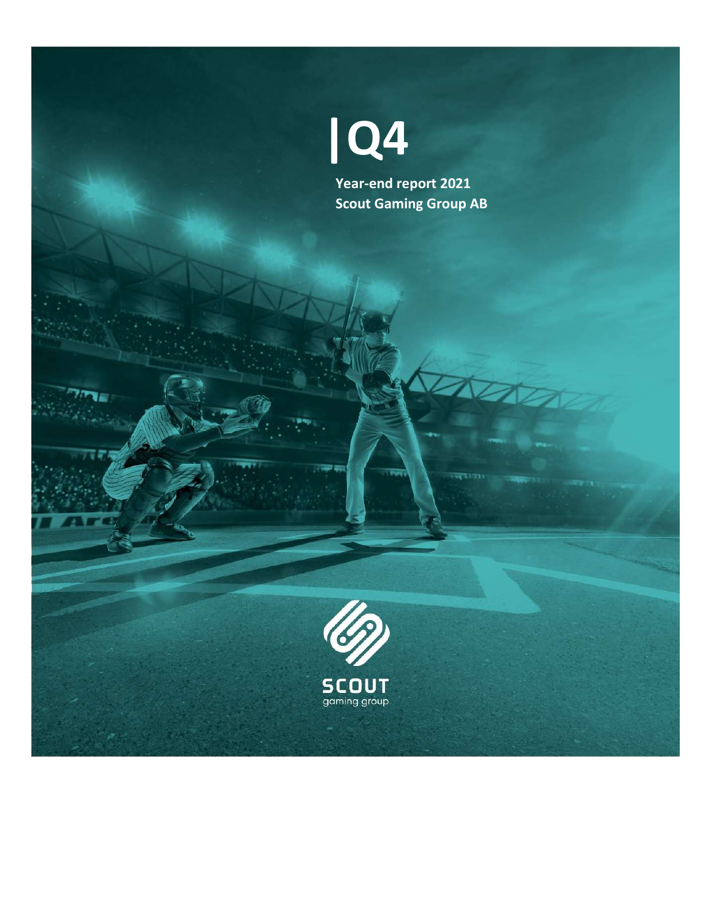# Q4

**Year-end report 2021**
**Scout Gaming Group AB**

SCOUT
gaming group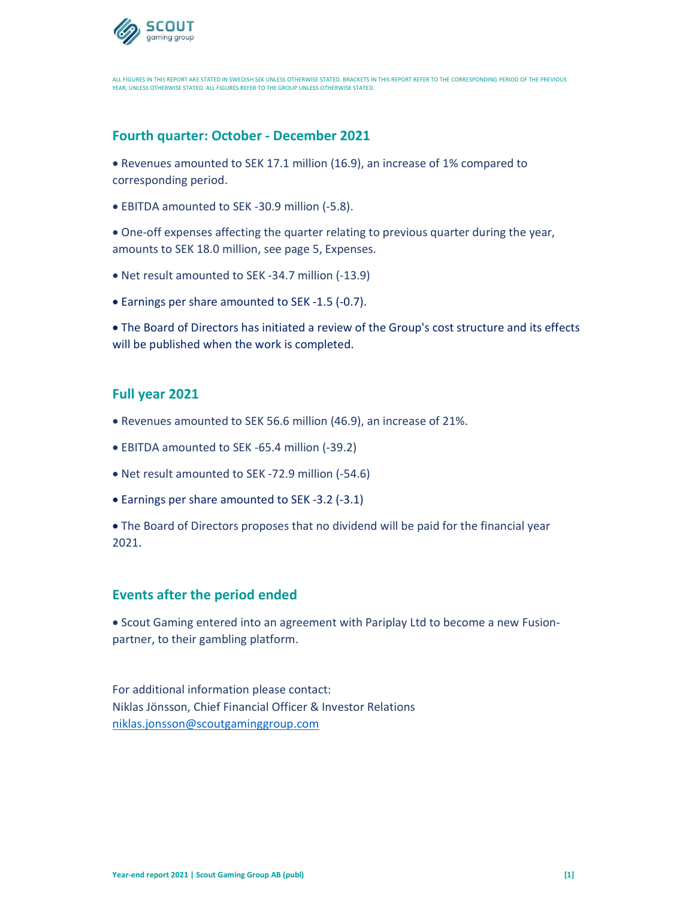ALL FIGURES IN THIS REPORT ARE STATED IN SWEDISH SEK UNLESS OTHERWISE STATED. BRACKETS IN THIS REPORT REFER TO THE CORRESPONDING PERIOD OF THE PREVIOUS YEAR, UNLESS OTHERWISE STATED. ALL FIGURES REFER TO THE GROUP UNLESS OTHERWISE STATED.

## Fourth quarter: October - December 2021

- Revenues amounted to SEK 17.1 million (16.9), an increase of 1% compared to corresponding period.
- EBITDA amounted to SEK -30.9 million (-5.8).
- One-off expenses affecting the quarter relating to previous quarter during the year, amounts to SEK 18.0 million, see page 5, Expenses.
- Net result amounted to SEK -34.7 million (-13.9)
- Earnings per share amounted to SEK -1.5 (-0.7).
- The Board of Directors has initiated a review of the Group's cost structure and its effects will be published when the work is completed.

## Full year 2021

- Revenues amounted to SEK 56.6 million (46.9), an increase of 21%.
- EBITDA amounted to SEK -65.4 million (-39.2)
- Net result amounted to SEK -72.9 million (-54.6)
- Earnings per share amounted to SEK -3.2 (-3.1)
- The Board of Directors proposes that no dividend will be paid for the financial year 2021.

## Events after the period ended

- Scout Gaming entered into an agreement with Pariplay Ltd to become a new Fusion-partner, to their gambling platform.

For additional information please contact:
Niklas Jönsson, Chief Financial Officer & Investor Relations
niklas.jonsson@scoutgaminggroup.com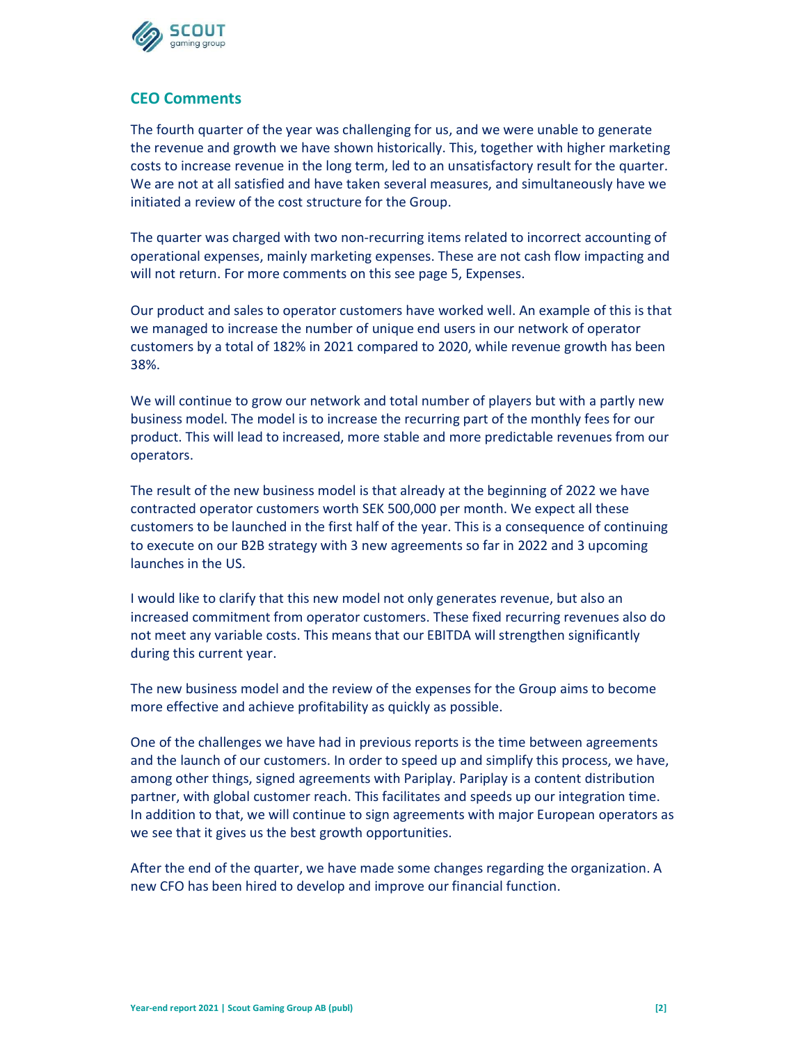## CEO Comments

The fourth quarter of the year was challenging for us, and we were unable to generate the revenue and growth we have shown historically. This, together with higher marketing costs to increase revenue in the long term, led to an unsatisfactory result for the quarter. We are not at all satisfied and have taken several measures, and simultaneously have we initiated a review of the cost structure for the Group.

The quarter was charged with two non-recurring items related to incorrect accounting of operational expenses, mainly marketing expenses. These are not cash flow impacting and will not return. For more comments on this see page 5, Expenses.

Our product and sales to operator customers have worked well. An example of this is that we managed to increase the number of unique end users in our network of operator customers by a total of 182% in 2021 compared to 2020, while revenue growth has been 38%.

We will continue to grow our network and total number of players but with a partly new business model. The model is to increase the recurring part of the monthly fees for our product. This will lead to increased, more stable and more predictable revenues from our operators.

The result of the new business model is that already at the beginning of 2022 we have contracted operator customers worth SEK 500,000 per month. We expect all these customers to be launched in the first half of the year. This is a consequence of continuing to execute on our B2B strategy with 3 new agreements so far in 2022 and 3 upcoming launches in the US.

I would like to clarify that this new model not only generates revenue, but also an increased commitment from operator customers. These fixed recurring revenues also do not meet any variable costs. This means that our EBITDA will strengthen significantly during this current year.

The new business model and the review of the expenses for the Group aims to become more effective and achieve profitability as quickly as possible.

One of the challenges we have had in previous reports is the time between agreements and the launch of our customers. In order to speed up and simplify this process, we have, among other things, signed agreements with Pariplay. Pariplay is a content distribution partner, with global customer reach. This facilitates and speeds up our integration time. In addition to that, we will continue to sign agreements with major European operators as we see that it gives us the best growth opportunities.

After the end of the quarter, we have made some changes regarding the organization. A new CFO has been hired to develop and improve our financial function.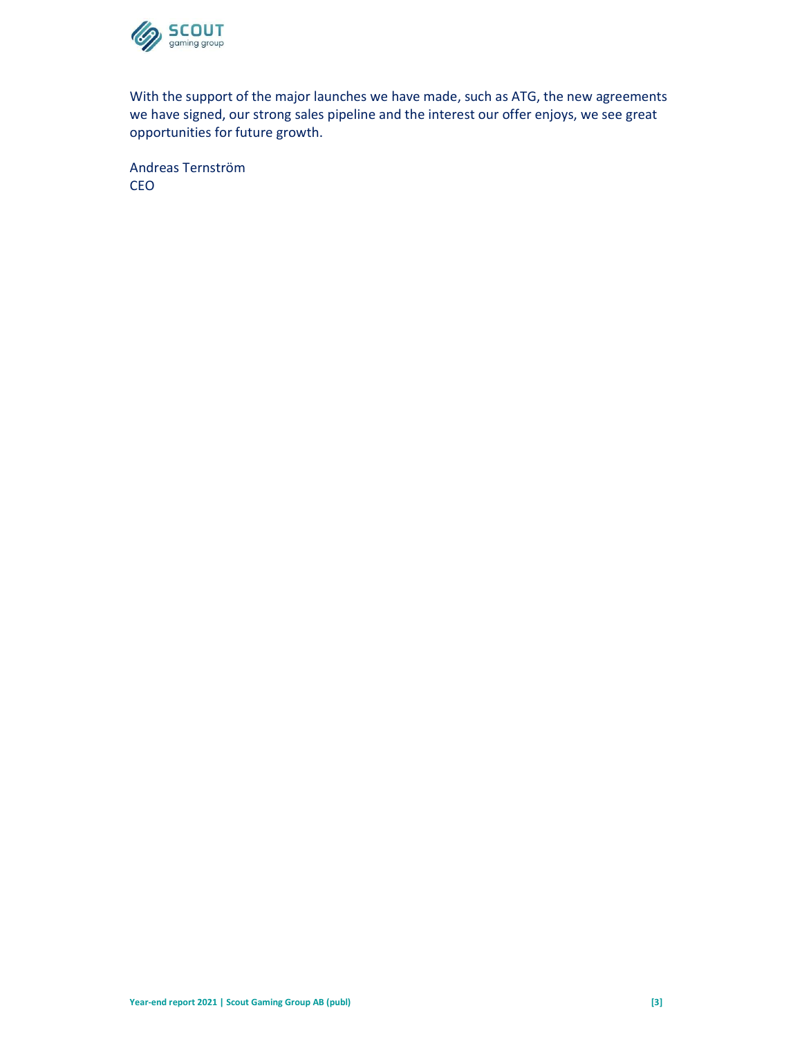With the support of the major launches we have made, such as ATG, the new agreements we have signed, our strong sales pipeline and the interest our offer enjoys, we see great opportunities for future growth.

Andreas Ternström
CEO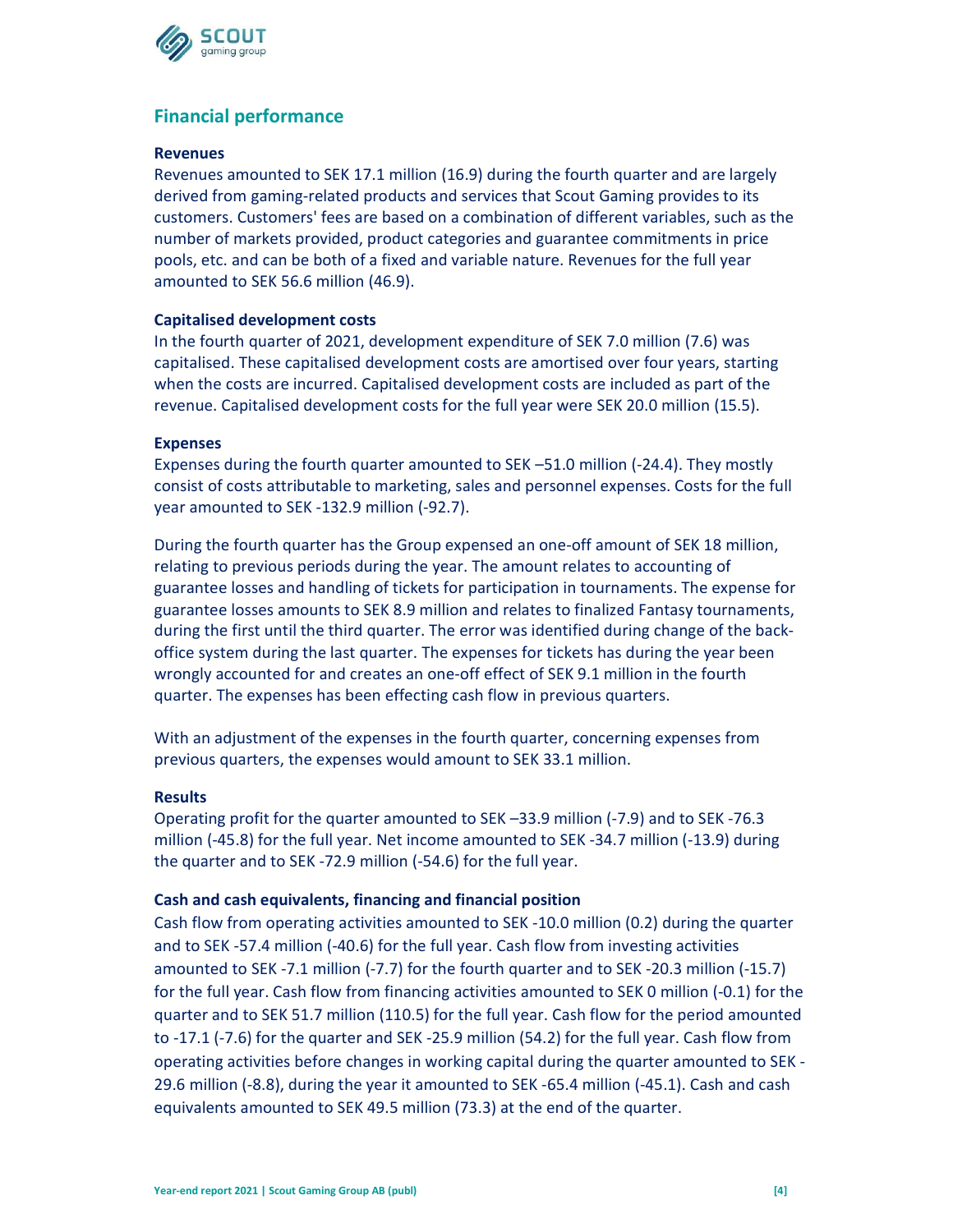## Financial performance

### Revenues

Revenues amounted to SEK 17.1 million (16.9) during the fourth quarter and are largely derived from gaming-related products and services that Scout Gaming provides to its customers. Customers' fees are based on a combination of different variables, such as the number of markets provided, product categories and guarantee commitments in price pools, etc. and can be both of a fixed and variable nature. Revenues for the full year amounted to SEK 56.6 million (46.9).

### Capitalised development costs

In the fourth quarter of 2021, development expenditure of SEK 7.0 million (7.6) was capitalised. These capitalised development costs are amortised over four years, starting when the costs are incurred. Capitalised development costs are included as part of the revenue. Capitalised development costs for the full year were SEK 20.0 million (15.5).

### Expenses

Expenses during the fourth quarter amounted to SEK –51.0 million (-24.4). They mostly consist of costs attributable to marketing, sales and personnel expenses. Costs for the full year amounted to SEK -132.9 million (-92.7).

During the fourth quarter has the Group expensed an one-off amount of SEK 18 million, relating to previous periods during the year. The amount relates to accounting of guarantee losses and handling of tickets for participation in tournaments. The expense for guarantee losses amounts to SEK 8.9 million and relates to finalized Fantasy tournaments, during the first until the third quarter. The error was identified during change of the back-office system during the last quarter. The expenses for tickets has during the year been wrongly accounted for and creates an one-off effect of SEK 9.1 million in the fourth quarter. The expenses has been effecting cash flow in previous quarters.

With an adjustment of the expenses in the fourth quarter, concerning expenses from previous quarters, the expenses would amount to SEK 33.1 million.

### Results

Operating profit for the quarter amounted to SEK –33.9 million (-7.9) and to SEK -76.3 million (-45.8) for the full year. Net income amounted to SEK -34.7 million (-13.9) during the quarter and to SEK -72.9 million (-54.6) for the full year.

### Cash and cash equivalents, financing and financial position

Cash flow from operating activities amounted to SEK -10.0 million (0.2) during the quarter and to SEK -57.4 million (-40.6) for the full year. Cash flow from investing activities amounted to SEK -7.1 million (-7.7) for the fourth quarter and to SEK -20.3 million (-15.7) for the full year. Cash flow from financing activities amounted to SEK 0 million (-0.1) for the quarter and to SEK 51.7 million (110.5) for the full year. Cash flow for the period amounted to -17.1 (-7.6) for the quarter and SEK -25.9 million (54.2) for the full year. Cash flow from operating activities before changes in working capital during the quarter amounted to SEK -29.6 million (-8.8), during the year it amounted to SEK -65.4 million (-45.1). Cash and cash equivalents amounted to SEK 49.5 million (73.3) at the end of the quarter.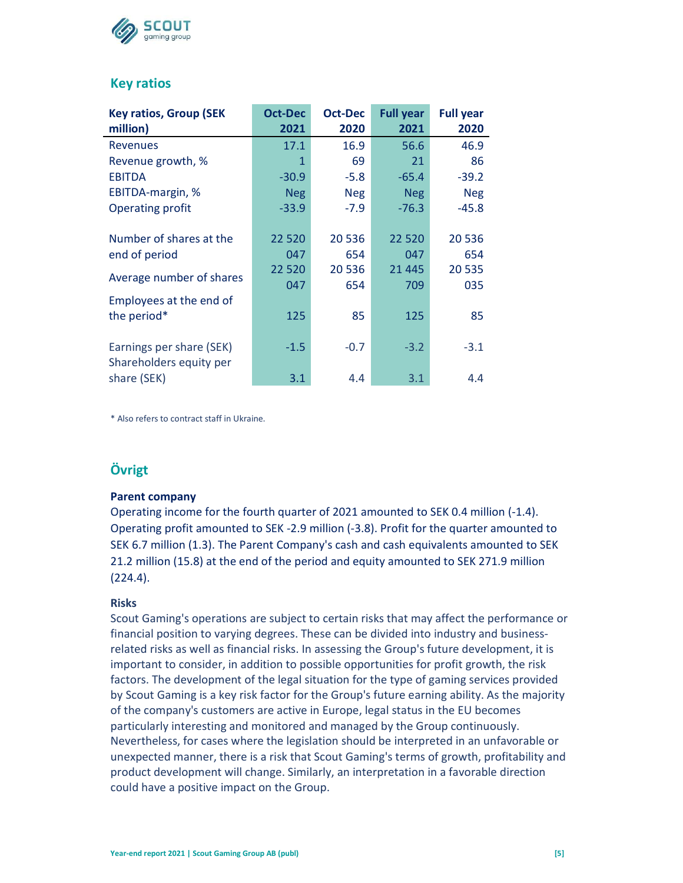## Key ratios

| Key ratios, Group (SEK million) | Oct-Dec 2021 | Oct-Dec 2020 | Full year 2021 | Full year 2020 |
|---|---|---|---|---|
| Revenues | 17.1 | 16.9 | 56.6 | 46.9 |
| Revenue growth, % | 1 | 69 | 21 | 86 |
| EBITDA | -30.9 | -5.8 | -65.4 | -39.2 |
| EBITDA-margin, % | Neg | Neg | Neg | Neg |
| Operating profit | -33.9 | -7.9 | -76.3 | -45.8 |
| | | | | |
| Number of shares at the end of period | 22 520 047 | 20 536 654 | 22 520 047 | 20 536 654 |
| Average number of shares | 22 520 047 | 20 536 654 | 21 445 709 | 20 535 035 |
| Employees at the end of the period* | 125 | 85 | 125 | 85 |
| | | | | |
| Earnings per share (SEK) | -1.5 | -0.7 | -3.2 | -3.1 |
| Shareholders equity per share (SEK) | 3.1 | 4.4 | 3.1 | 4.4 |

* Also refers to contract staff in Ukraine.

## Övrigt

**Parent company**

Operating income for the fourth quarter of 2021 amounted to SEK 0.4 million (-1.4). Operating profit amounted to SEK -2.9 million (-3.8). Profit for the quarter amounted to SEK 6.7 million (1.3). The Parent Company's cash and cash equivalents amounted to SEK 21.2 million (15.8) at the end of the period and equity amounted to SEK 271.9 million (224.4).

**Risks**

Scout Gaming's operations are subject to certain risks that may affect the performance or financial position to varying degrees. These can be divided into industry and business-related risks as well as financial risks. In assessing the Group's future development, it is important to consider, in addition to possible opportunities for profit growth, the risk factors. The development of the legal situation for the type of gaming services provided by Scout Gaming is a key risk factor for the Group's future earning ability. As the majority of the company's customers are active in Europe, legal status in the EU becomes particularly interesting and monitored and managed by the Group continuously. Nevertheless, for cases where the legislation should be interpreted in an unfavorable or unexpected manner, there is a risk that Scout Gaming's terms of growth, profitability and product development will change. Similarly, an interpretation in a favorable direction could have a positive impact on the Group.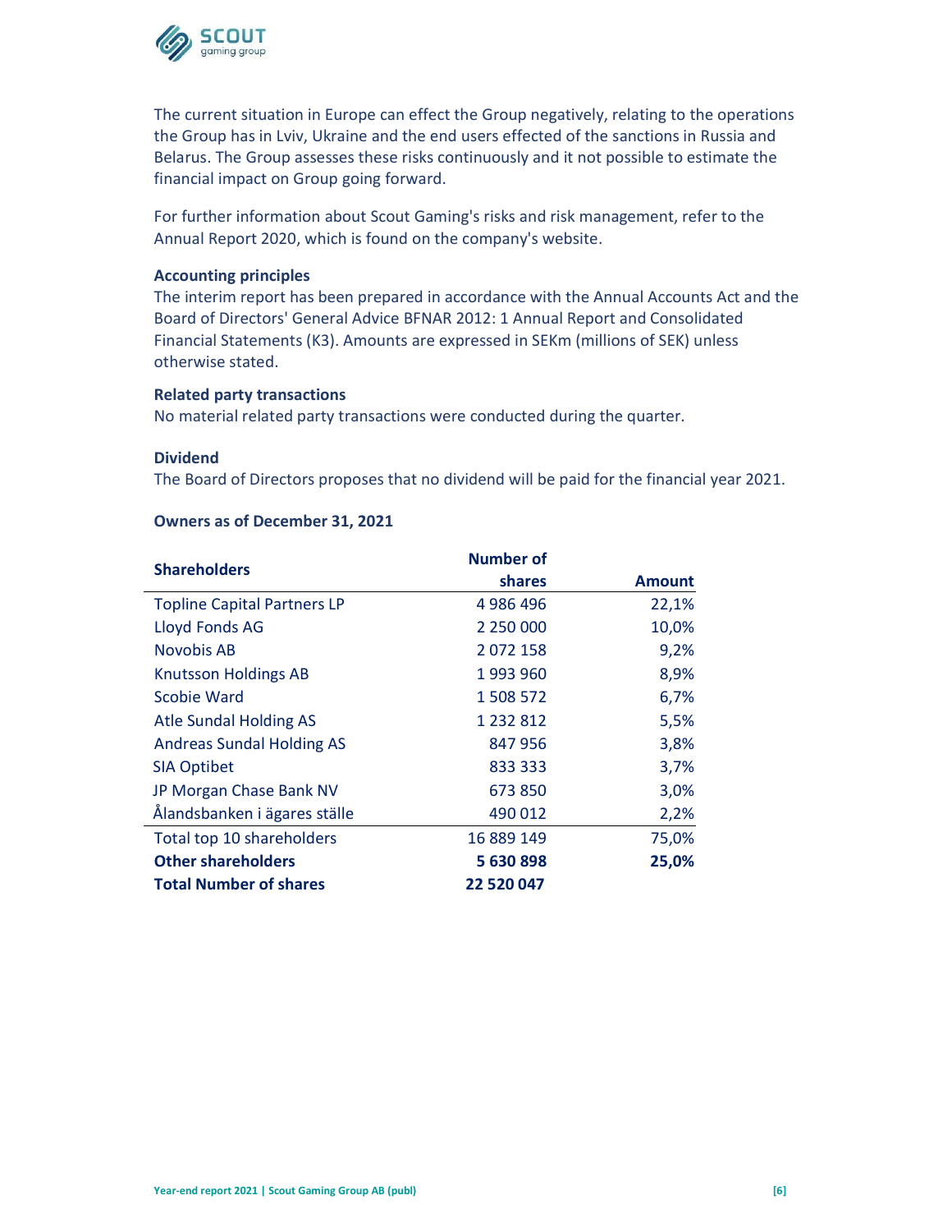The current situation in Europe can effect the Group negatively, relating to the operations the Group has in Lviv, Ukraine and the end users effected of the sanctions in Russia and Belarus. The Group assesses these risks continuously and it not possible to estimate the financial impact on Group going forward.

For further information about Scout Gaming's risks and risk management, refer to the Annual Report 2020, which is found on the company's website.

**Accounting principles**

The interim report has been prepared in accordance with the Annual Accounts Act and the Board of Directors' General Advice BFNAR 2012: 1 Annual Report and Consolidated Financial Statements (K3). Amounts are expressed in SEKm (millions of SEK) unless otherwise stated.

**Related party transactions**

No material related party transactions were conducted during the quarter.

**Dividend**

The Board of Directors proposes that no dividend will be paid for the financial year 2021.

**Owners as of December 31, 2021**

| Shareholders | Number of shares | Amount |
|---|---|---|
| Topline Capital Partners LP | 4 986 496 | 22,1% |
| Lloyd Fonds AG | 2 250 000 | 10,0% |
| Novobis AB | 2 072 158 | 9,2% |
| Knutsson Holdings AB | 1 993 960 | 8,9% |
| Scobie Ward | 1 508 572 | 6,7% |
| Atle Sundal Holding AS | 1 232 812 | 5,5% |
| Andreas Sundal Holding AS | 847 956 | 3,8% |
| SIA Optibet | 833 333 | 3,7% |
| JP Morgan Chase Bank NV | 673 850 | 3,0% |
| Ålandsbanken i ägares ställe | 490 012 | 2,2% |
| Total top 10 shareholders | 16 889 149 | 75,0% |
| **Other shareholders** | **5 630 898** | **25,0%** |
| **Total Number of shares** | **22 520 047** | |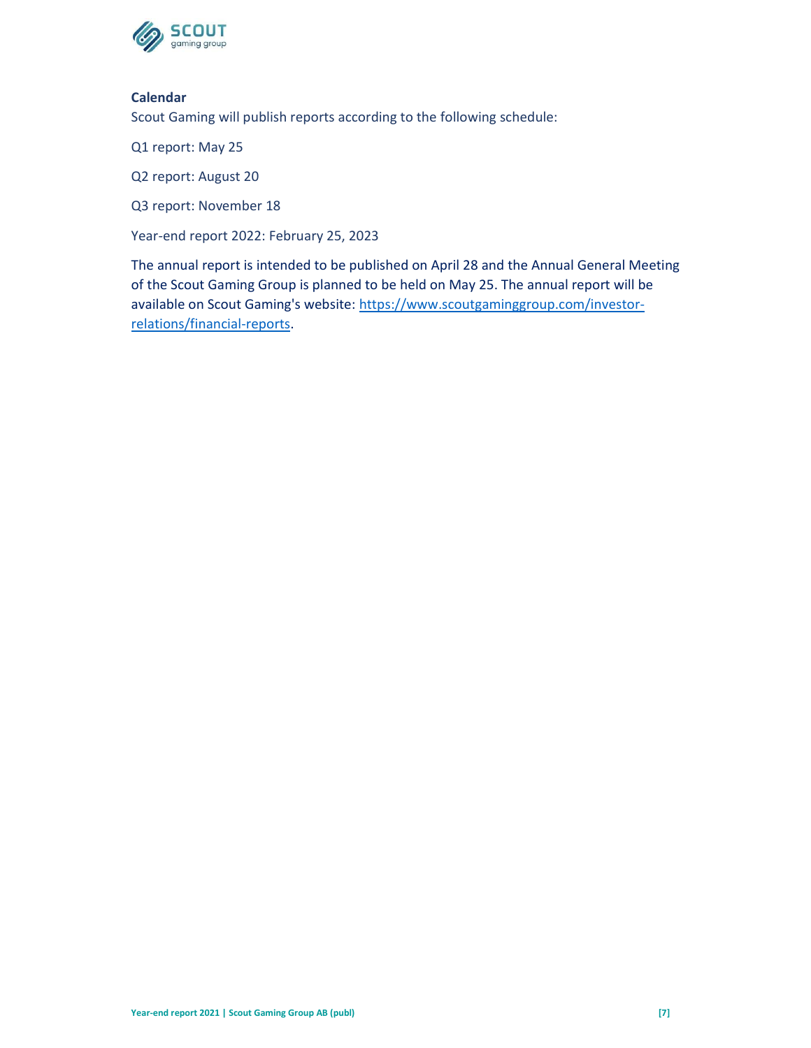**Calendar**

Scout Gaming will publish reports according to the following schedule:

Q1 report: May 25

Q2 report: August 20

Q3 report: November 18

Year-end report 2022: February 25, 2023

The annual report is intended to be published on April 28 and the Annual General Meeting of the Scout Gaming Group is planned to be held on May 25. The annual report will be available on Scout Gaming's website: [https://www.scoutgaminggroup.com/investor-relations/financial-reports](https://www.scoutgaminggroup.com/investor-relations/financial-reports).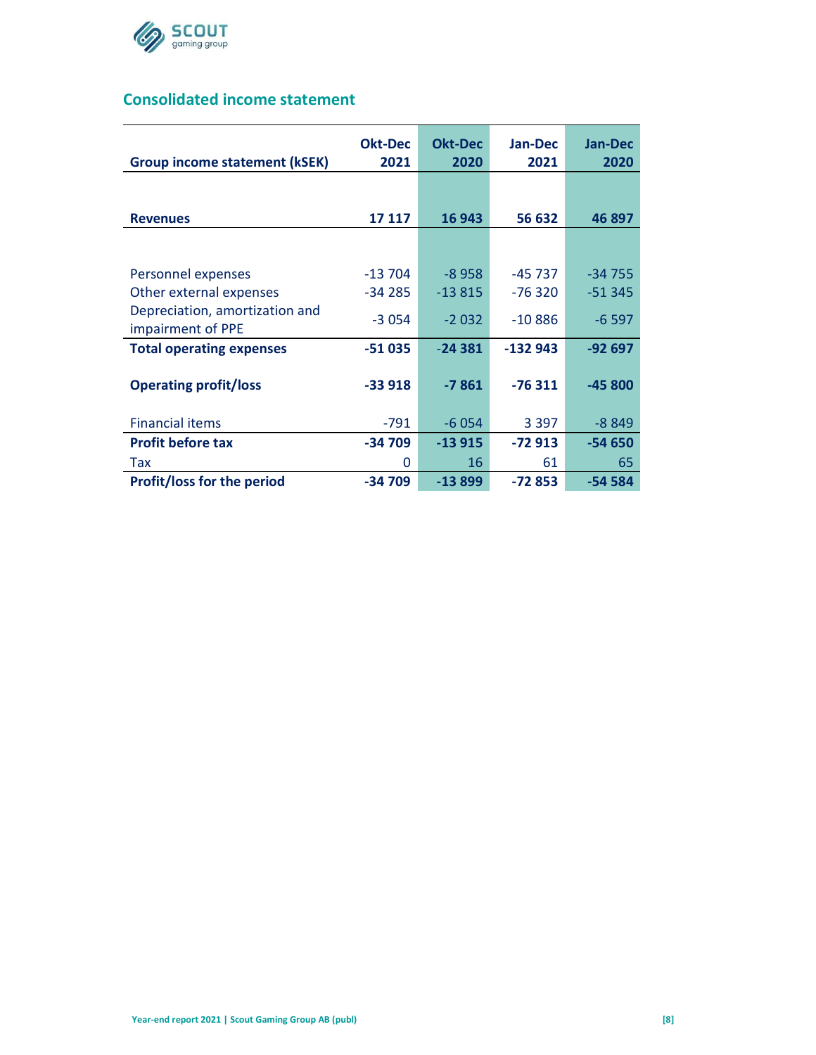## Consolidated income statement

| Group income statement (kSEK) | Okt-Dec 2021 | Okt-Dec 2020 | Jan-Dec 2021 | Jan-Dec 2020 |
|---|---|---|---|---|
| **Revenues** | **17 117** | **16 943** | **56 632** | **46 897** |
| Personnel expenses | -13 704 | -8 958 | -45 737 | -34 755 |
| Other external expenses | -34 285 | -13 815 | -76 320 | -51 345 |
| Depreciation, amortization and impairment of PPE | -3 054 | -2 032 | -10 886 | -6 597 |
| **Total operating expenses** | **-51 035** | **-24 381** | **-132 943** | **-92 697** |
| **Operating profit/loss** | **-33 918** | **-7 861** | **-76 311** | **-45 800** |
| Financial items | -791 | -6 054 | 3 397 | -8 849 |
| **Profit before tax** | **-34 709** | **-13 915** | **-72 913** | **-54 650** |
| Tax | 0 | 16 | 61 | 65 |
| **Profit/loss for the period** | **-34 709** | **-13 899** | **-72 853** | **-54 584** |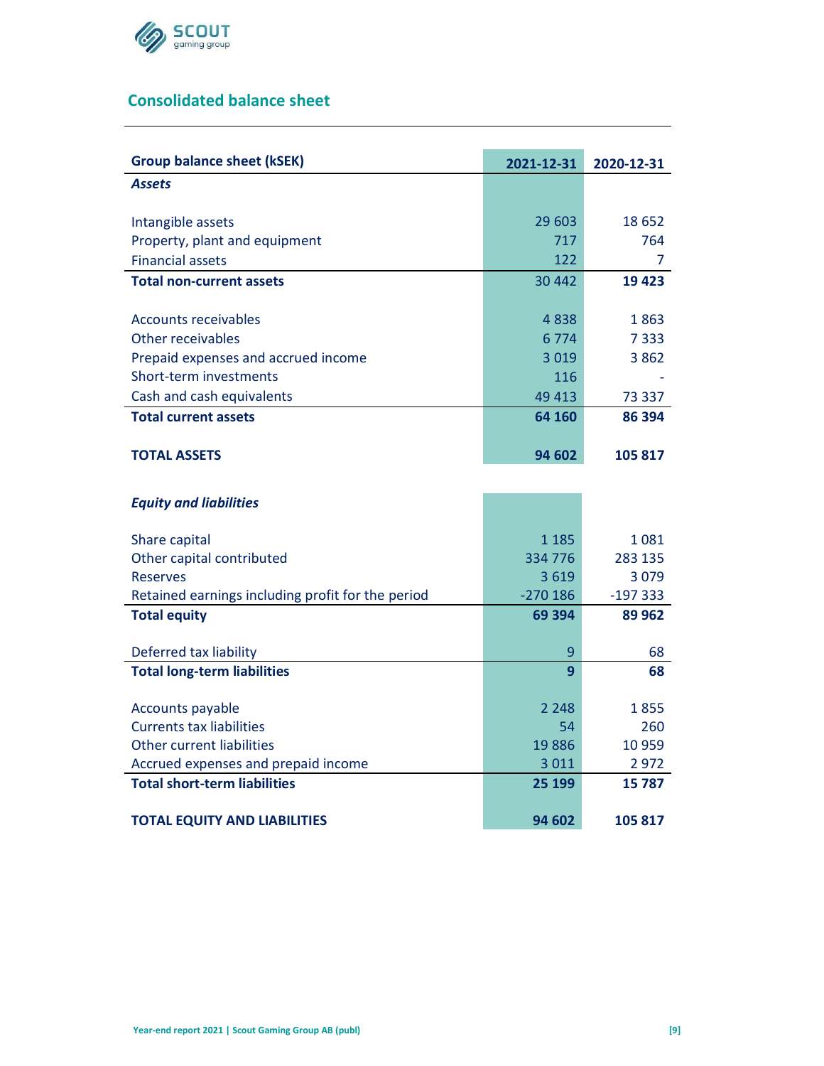## Consolidated balance sheet

| Group balance sheet (kSEK) | 2021-12-31 | 2020-12-31 |
|---|---|---|
| ***Assets*** | | |
| Intangible assets | 29 603 | 18 652 |
| Property, plant and equipment | 717 | 764 |
| Financial assets | 122 | 7 |
| **Total non-current assets** | 30 442 | **19 423** |
| Accounts receivables | 4 838 | 1 863 |
| Other receivables | 6 774 | 7 333 |
| Prepaid expenses and accrued income | 3 019 | 3 862 |
| Short-term investments | 116 | - |
| Cash and cash equivalents | 49 413 | 73 337 |
| **Total current assets** | **64 160** | **86 394** |
| **TOTAL ASSETS** | **94 602** | **105 817** |
| ***Equity and liabilities*** | | |
| Share capital | 1 185 | 1 081 |
| Other capital contributed | 334 776 | 283 135 |
| Reserves | 3 619 | 3 079 |
| Retained earnings including profit for the period | -270 186 | -197 333 |
| **Total equity** | **69 394** | **89 962** |
| Deferred tax liability | 9 | 68 |
| **Total long-term liabilities** | **9** | **68** |
| Accounts payable | 2 248 | 1 855 |
| Currents tax liabilities | 54 | 260 |
| Other current liabilities | 19 886 | 10 959 |
| Accrued expenses and prepaid income | 3 011 | 2 972 |
| **Total short-term liabilities** | **25 199** | **15 787** |
| **TOTAL EQUITY AND LIABILITIES** | **94 602** | **105 817** |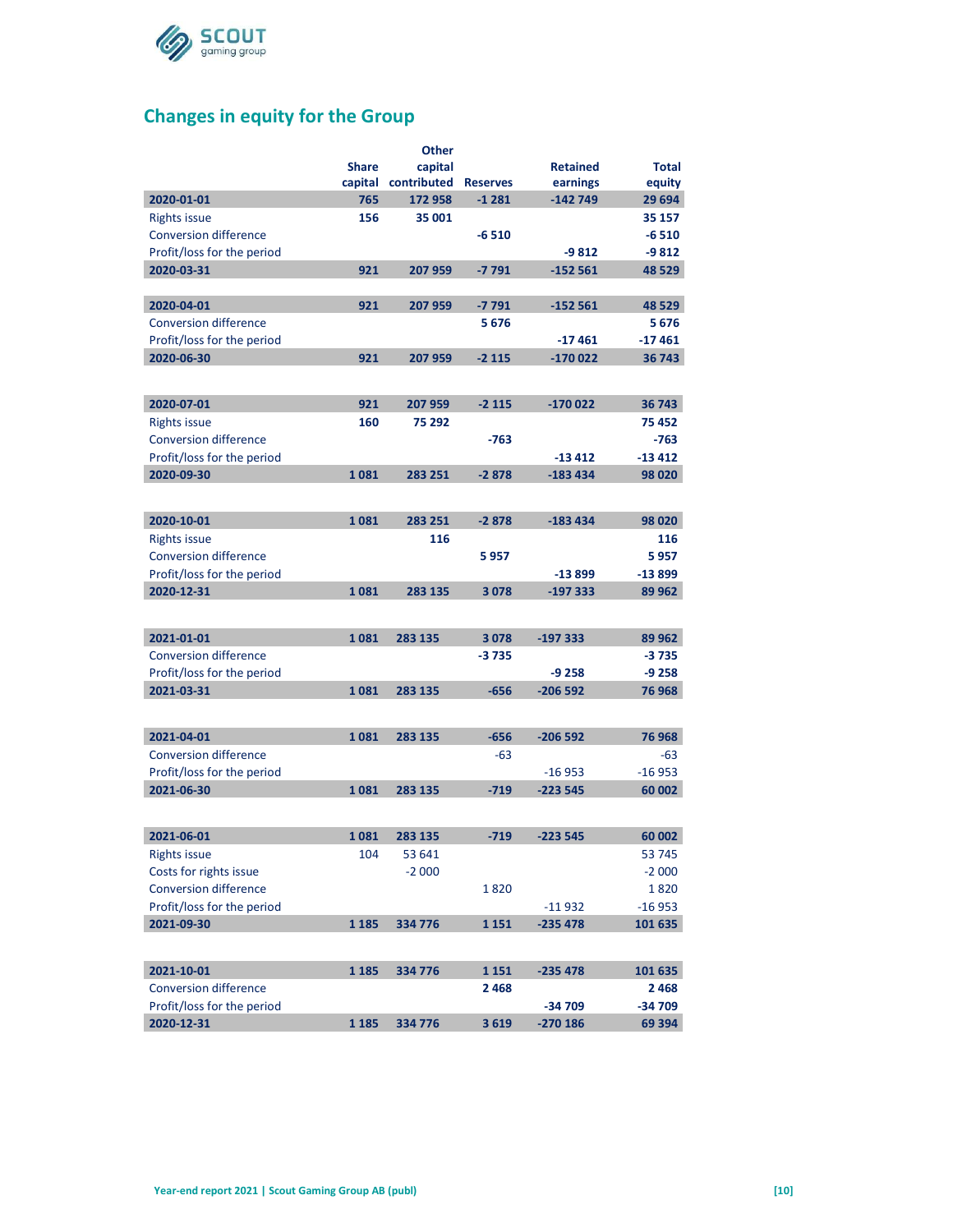## Changes in equity for the Group

| | Share capital | Other capital contributed | Reserves | Retained earnings | Total equity |
|---|---|---|---|---|---|
| **2020-01-01** | **765** | **172 958** | **-1 281** | **-142 749** | **29 694** |
| Rights issue | **156** | **35 001** | | | **35 157** |
| Conversion difference | | | **-6 510** | | **-6 510** |
| Profit/loss for the period | | | | **-9 812** | **-9 812** |
| **2020-03-31** | **921** | **207 959** | **-7 791** | **-152 561** | **48 529** |
| | | | | | |
| **2020-04-01** | **921** | **207 959** | **-7 791** | **-152 561** | **48 529** |
| Conversion difference | | | **5 676** | | **5 676** |
| Profit/loss for the period | | | | **-17 461** | **-17 461** |
| **2020-06-30** | **921** | **207 959** | **-2 115** | **-170 022** | **36 743** |
| | | | | | |
| **2020-07-01** | **921** | **207 959** | **-2 115** | **-170 022** | **36 743** |
| Rights issue | **160** | **75 292** | | | **75 452** |
| Conversion difference | | | **-763** | | **-763** |
| Profit/loss for the period | | | | **-13 412** | **-13 412** |
| **2020-09-30** | **1 081** | **283 251** | **-2 878** | **-183 434** | **98 020** |
| | | | | | |
| **2020-10-01** | **1 081** | **283 251** | **-2 878** | **-183 434** | **98 020** |
| Rights issue | | **116** | | | **116** |
| Conversion difference | | | **5 957** | | **5 957** |
| Profit/loss for the period | | | | **-13 899** | **-13 899** |
| **2020-12-31** | **1 081** | **283 135** | **3 078** | **-197 333** | **89 962** |
| | | | | | |
| **2021-01-01** | **1 081** | **283 135** | **3 078** | **-197 333** | **89 962** |
| Conversion difference | | | **-3 735** | | **-3 735** |
| Profit/loss for the period | | | | **-9 258** | **-9 258** |
| **2021-03-31** | **1 081** | **283 135** | **-656** | **-206 592** | **76 968** |
| | | | | | |
| **2021-04-01** | **1 081** | **283 135** | **-656** | **-206 592** | **76 968** |
| Conversion difference | | | -63 | | -63 |
| Profit/loss for the period | | | | -16 953 | -16 953 |
| **2021-06-30** | **1 081** | **283 135** | **-719** | **-223 545** | **60 002** |
| | | | | | |
| **2021-06-01** | **1 081** | **283 135** | **-719** | **-223 545** | **60 002** |
| Rights issue | 104 | 53 641 | | | 53 745 |
| Costs for rights issue | | -2 000 | | | -2 000 |
| Conversion difference | | | 1 820 | | 1 820 |
| Profit/loss for the period | | | | -11 932 | -16 953 |
| **2021-09-30** | **1 185** | **334 776** | **1 151** | **-235 478** | **101 635** |
| | | | | | |
| **2021-10-01** | **1 185** | **334 776** | **1 151** | **-235 478** | **101 635** |
| Conversion difference | | | **2 468** | | **2 468** |
| Profit/loss for the period | | | | **-34 709** | **-34 709** |
| **2020-12-31** | **1 185** | **334 776** | **3 619** | **-270 186** | **69 394** |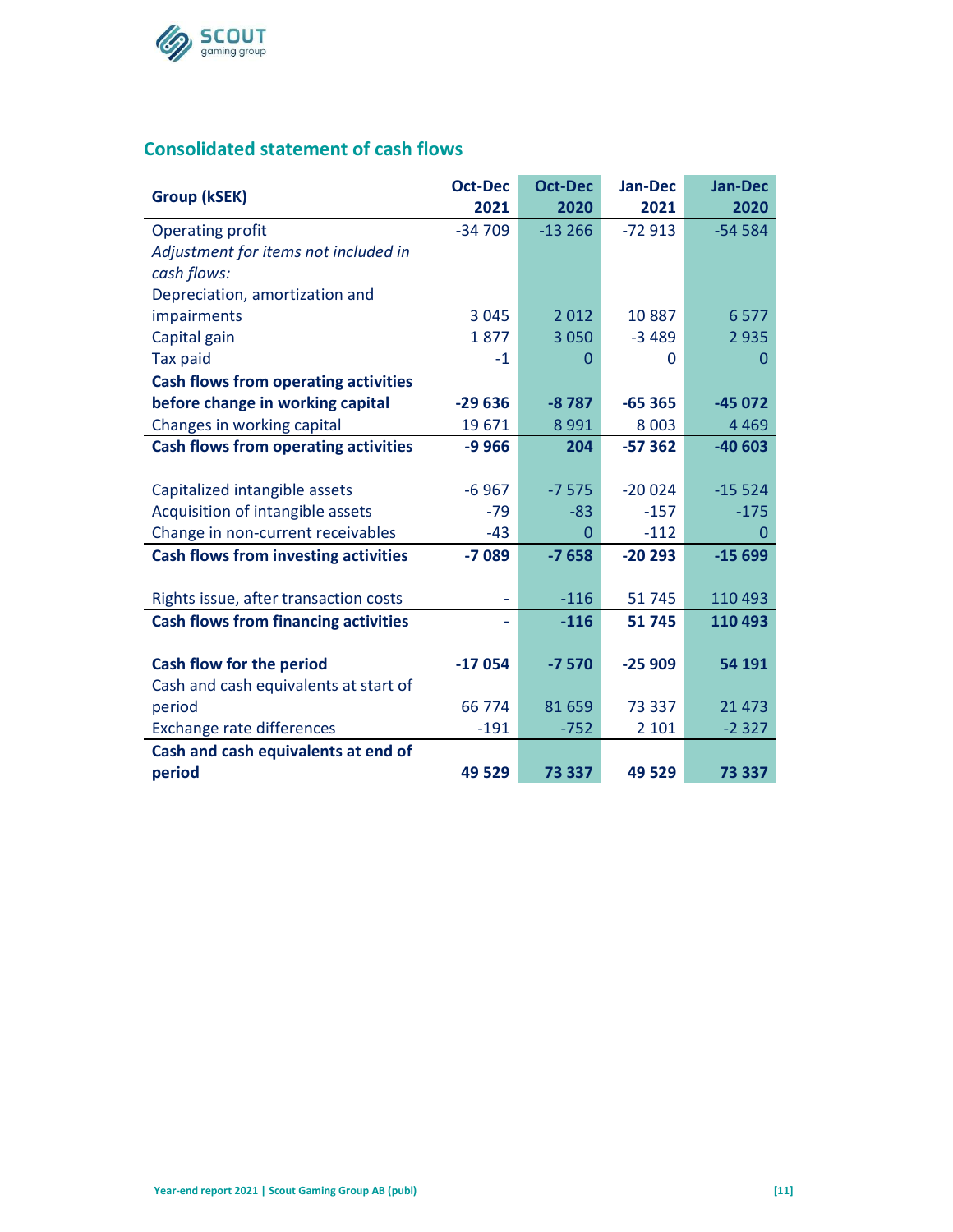## Consolidated statement of cash flows

| Group (kSEK) | Oct-Dec 2021 | Oct-Dec 2020 | Jan-Dec 2021 | Jan-Dec 2020 |
|---|---|---|---|---|
| Operating profit | -34 709 | -13 266 | -72 913 | -54 584 |
| *Adjustment for items not included in cash flows:* | | | | |
| Depreciation, amortization and impairments | 3 045 | 2 012 | 10 887 | 6 577 |
| Capital gain | 1 877 | 3 050 | -3 489 | 2 935 |
| Tax paid | -1 | 0 | 0 | 0 |
| **Cash flows from operating activities before change in working capital** | **-29 636** | **-8 787** | **-65 365** | **-45 072** |
| Changes in working capital | 19 671 | 8 991 | 8 003 | 4 469 |
| **Cash flows from operating activities** | **-9 966** | **204** | **-57 362** | **-40 603** |
| | | | | |
| Capitalized intangible assets | -6 967 | -7 575 | -20 024 | -15 524 |
| Acquisition of intangible assets | -79 | -83 | -157 | -175 |
| Change in non-current receivables | -43 | 0 | -112 | 0 |
| **Cash flows from investing activities** | **-7 089** | **-7 658** | **-20 293** | **-15 699** |
| | | | | |
| Rights issue, after transaction costs | - | -116 | 51 745 | 110 493 |
| **Cash flows from financing activities** | **-** | **-116** | **51 745** | **110 493** |
| | | | | |
| **Cash flow for the period** | **-17 054** | **-7 570** | **-25 909** | **54 191** |
| Cash and cash equivalents at start of period | 66 774 | 81 659 | 73 337 | 21 473 |
| Exchange rate differences | -191 | -752 | 2 101 | -2 327 |
| **Cash and cash equivalents at end of period** | **49 529** | **73 337** | **49 529** | **73 337** |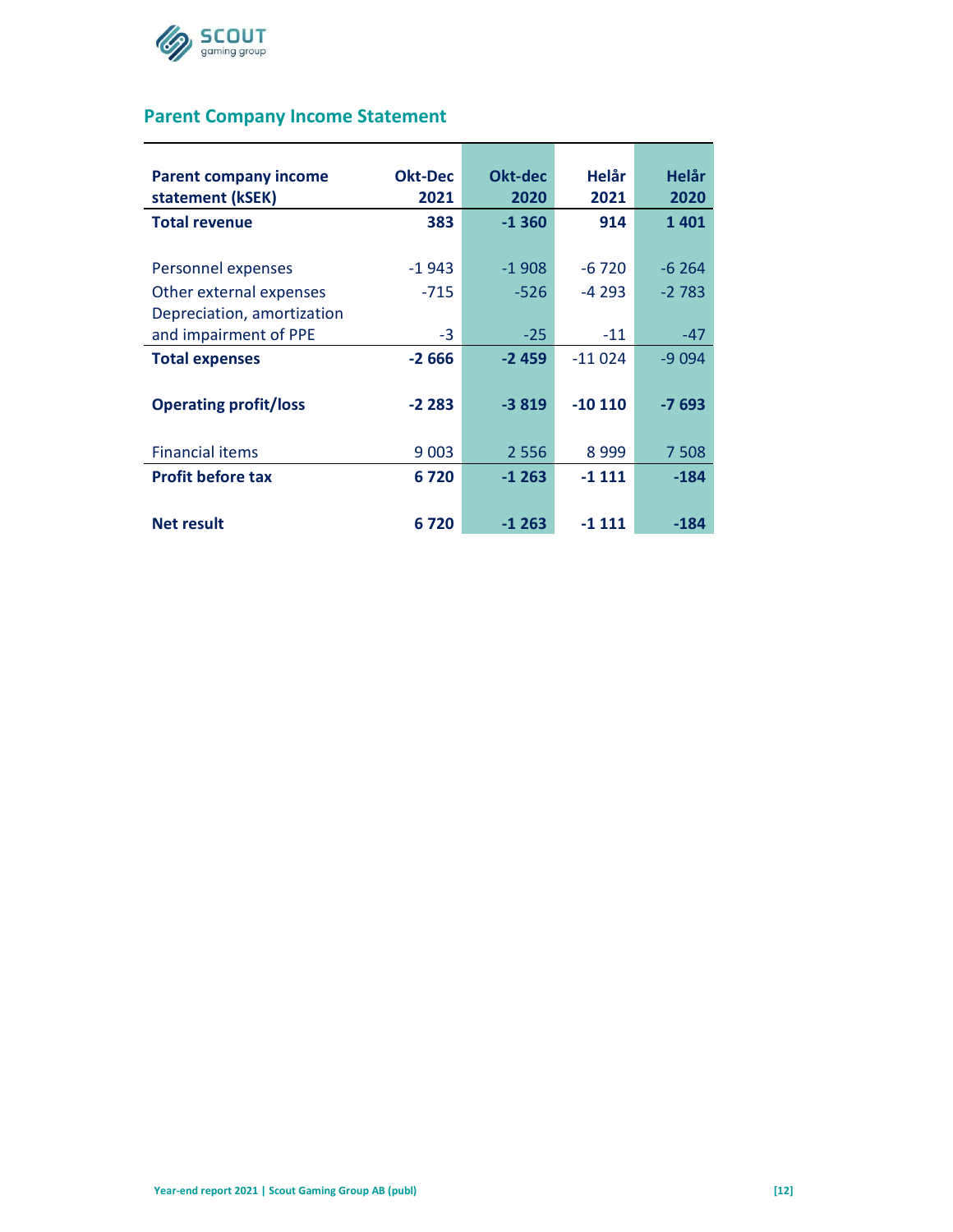## Parent Company Income Statement

| Parent company income statement (kSEK) | Okt-Dec 2021 | Okt-dec 2020 | Helår 2021 | Helår 2020 |
|---|---|---|---|---|
| **Total revenue** | **383** | **-1 360** | **914** | **1 401** |
| Personnel expenses | -1 943 | -1 908 | -6 720 | -6 264 |
| Other external expenses | -715 | -526 | -4 293 | -2 783 |
| Depreciation, amortization and impairment of PPE | -3 | -25 | -11 | -47 |
| **Total expenses** | **-2 666** | **-2 459** | -11 024 | -9 094 |
| **Operating profit/loss** | **-2 283** | **-3 819** | **-10 110** | **-7 693** |
| Financial items | 9 003 | 2 556 | 8 999 | 7 508 |
| **Profit before tax** | **6 720** | **-1 263** | **-1 111** | **-184** |
| **Net result** | **6 720** | **-1 263** | **-1 111** | **-184** |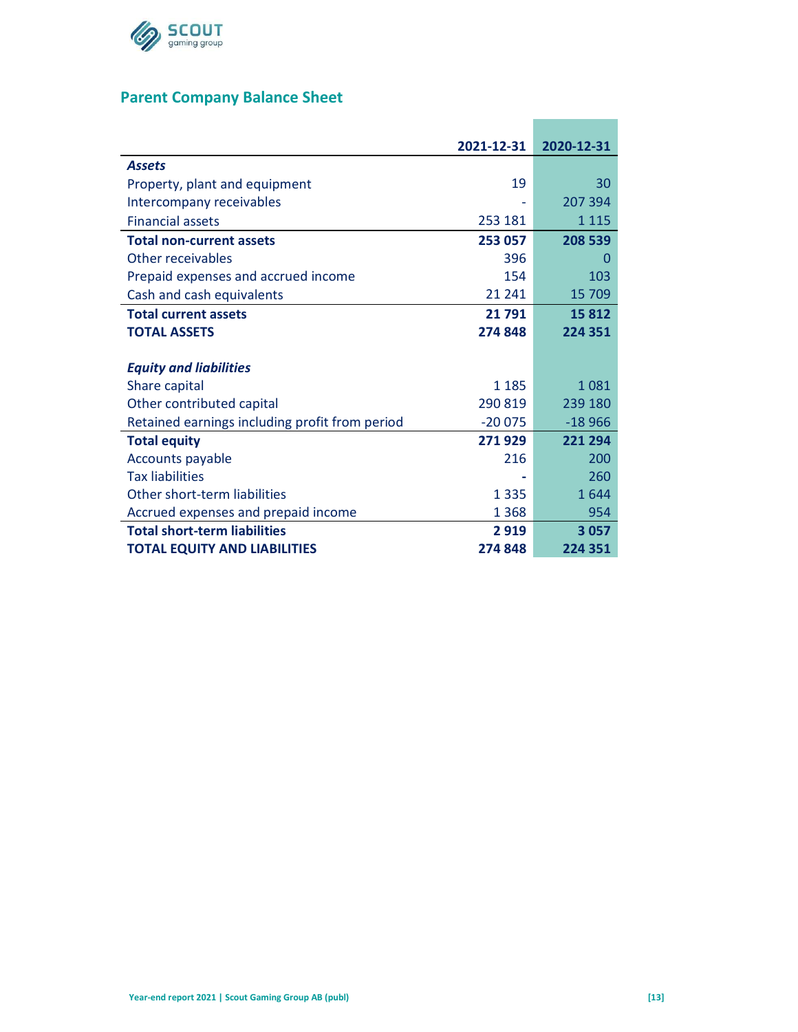## Parent Company Balance Sheet

| | 2021-12-31 | 2020-12-31 |
|---|---|---|
| ***Assets*** | | |
| Property, plant and equipment | 19 | 30 |
| Intercompany receivables | - | 207 394 |
| Financial assets | 253 181 | 1 115 |
| **Total non-current assets** | **253 057** | **208 539** |
| Other receivables | 396 | 0 |
| Prepaid expenses and accrued income | 154 | 103 |
| Cash and cash equivalents | 21 241 | 15 709 |
| **Total current assets** | **21 791** | **15 812** |
| **TOTAL ASSETS** | **274 848** | **224 351** |
| | | |
| ***Equity and liabilities*** | | |
| Share capital | 1 185 | 1 081 |
| Other contributed capital | 290 819 | 239 180 |
| Retained earnings including profit from period | -20 075 | -18 966 |
| **Total equity** | **271 929** | **221 294** |
| Accounts payable | 216 | 200 |
| Tax liabilities | - | 260 |
| Other short-term liabilities | 1 335 | 1 644 |
| Accrued expenses and prepaid income | 1 368 | 954 |
| **Total short-term liabilities** | **2 919** | **3 057** |
| **TOTAL EQUITY AND LIABILITIES** | **274 848** | **224 351** |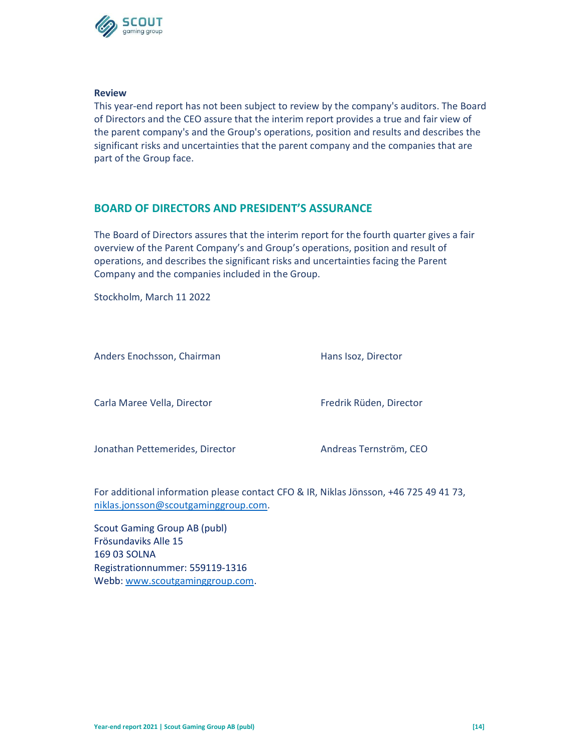**Review**

This year-end report has not been subject to review by the company's auditors. The Board of Directors and the CEO assure that the interim report provides a true and fair view of the parent company's and the Group's operations, position and results and describes the significant risks and uncertainties that the parent company and the companies that are part of the Group face.

## BOARD OF DIRECTORS AND PRESIDENT'S ASSURANCE

The Board of Directors assures that the interim report for the fourth quarter gives a fair overview of the Parent Company's and Group's operations, position and result of operations, and describes the significant risks and uncertainties facing the Parent Company and the companies included in the Group.

Stockholm, March 11 2022

Anders Enochsson, Chairman

Hans Isoz, Director

Carla Maree Vella, Director

Fredrik Rüden, Director

Jonathan Pettemerides, Director

Andreas Ternström, CEO

For additional information please contact CFO & IR, Niklas Jönsson, +46 725 49 41 73, niklas.jonsson@scoutgaminggroup.com.

Scout Gaming Group AB (publ)
Frösundaviks Alle 15
169 03 SOLNA
Registrationnummer: 559119-1316
Webb: www.scoutgaminggroup.com.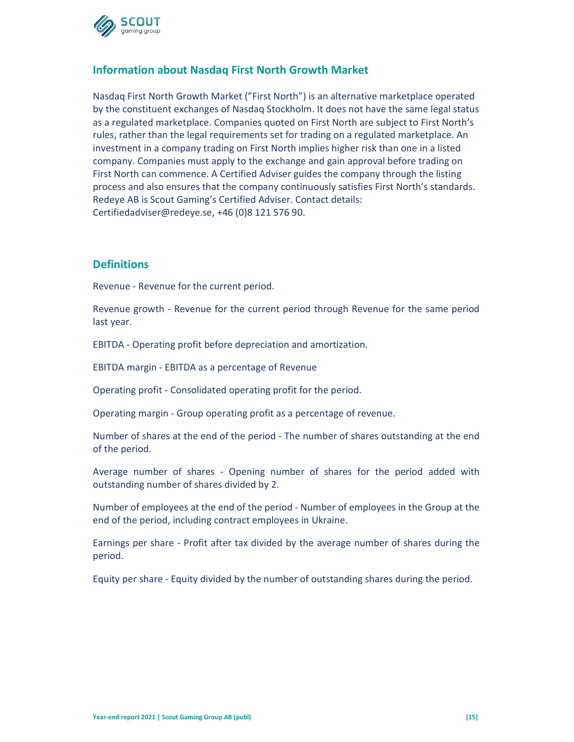## Information about Nasdaq First North Growth Market

Nasdaq First North Growth Market (”First North”) is an alternative marketplace operated by the constituent exchanges of Nasdaq Stockholm. It does not have the same legal status as a regulated marketplace. Companies quoted on First North are subject to First North’s rules, rather than the legal requirements set for trading on a regulated marketplace. An investment in a company trading on First North implies higher risk than one in a listed company. Companies must apply to the exchange and gain approval before trading on First North can commence. A Certified Adviser guides the company through the listing process and also ensures that the company continuously satisfies First North’s standards. Redeye AB is Scout Gaming’s Certified Adviser. Contact details: Certifiedadviser@redeye.se, +46 (0)8 121 576 90.

## Definitions

Revenue - Revenue for the current period.

Revenue growth - Revenue for the current period through Revenue for the same period last year.

EBITDA - Operating profit before depreciation and amortization.

EBITDA margin - EBITDA as a percentage of Revenue

Operating profit - Consolidated operating profit for the period.

Operating margin - Group operating profit as a percentage of revenue.

Number of shares at the end of the period - The number of shares outstanding at the end of the period.

Average number of shares - Opening number of shares for the period added with outstanding number of shares divided by 2.

Number of employees at the end of the period - Number of employees in the Group at the end of the period, including contract employees in Ukraine.

Earnings per share - Profit after tax divided by the average number of shares during the period.

Equity per share - Equity divided by the number of outstanding shares during the period.